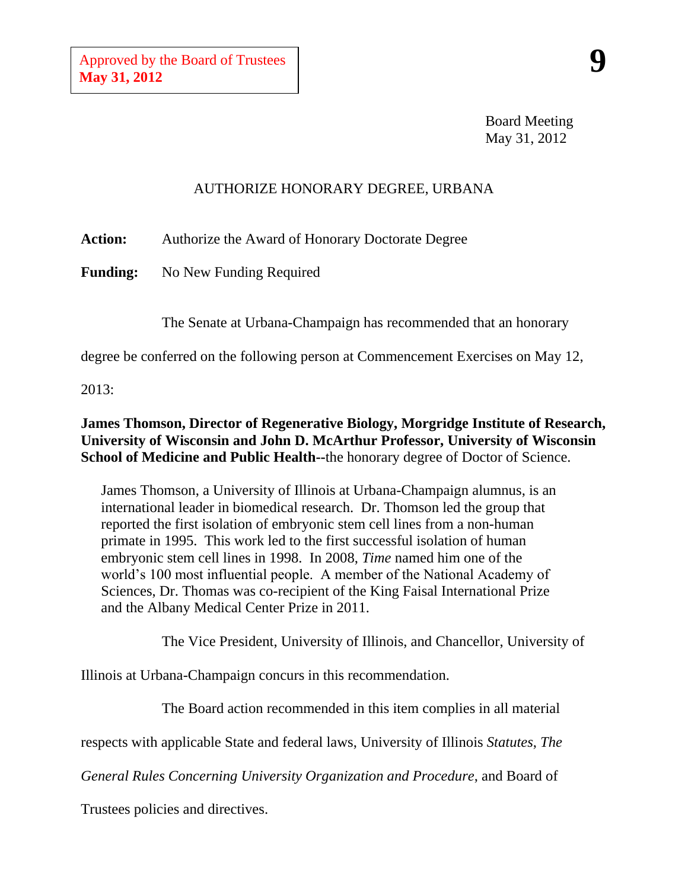Approved by the Board of Trustees
**May 31, 2012**

**9**

Board Meeting
May 31, 2012

## AUTHORIZE HONORARY DEGREE, URBANA

**Action:** Authorize the Award of Honorary Doctorate Degree

**Funding:** No New Funding Required

The Senate at Urbana-Champaign has recommended that an honorary degree be conferred on the following person at Commencement Exercises on May 12, 2013:

**James Thomson, Director of Regenerative Biology, Morgridge Institute of Research, University of Wisconsin and John D. McArthur Professor, University of Wisconsin School of Medicine and Public Health**--the honorary degree of Doctor of Science.

> James Thomson, a University of Illinois at Urbana-Champaign alumnus, is an international leader in biomedical research. Dr. Thomson led the group that reported the first isolation of embryonic stem cell lines from a non-human primate in 1995. This work led to the first successful isolation of human embryonic stem cell lines in 1998. In 2008, *Time* named him one of the world's 100 most influential people. A member of the National Academy of Sciences, Dr. Thomas was co-recipient of the King Faisal International Prize and the Albany Medical Center Prize in 2011.

The Vice President, University of Illinois, and Chancellor, University of Illinois at Urbana-Champaign concurs in this recommendation.

The Board action recommended in this item complies in all material respects with applicable State and federal laws, University of Illinois *Statutes*, *The General Rules Concerning University Organization and Procedure*, and Board of Trustees policies and directives.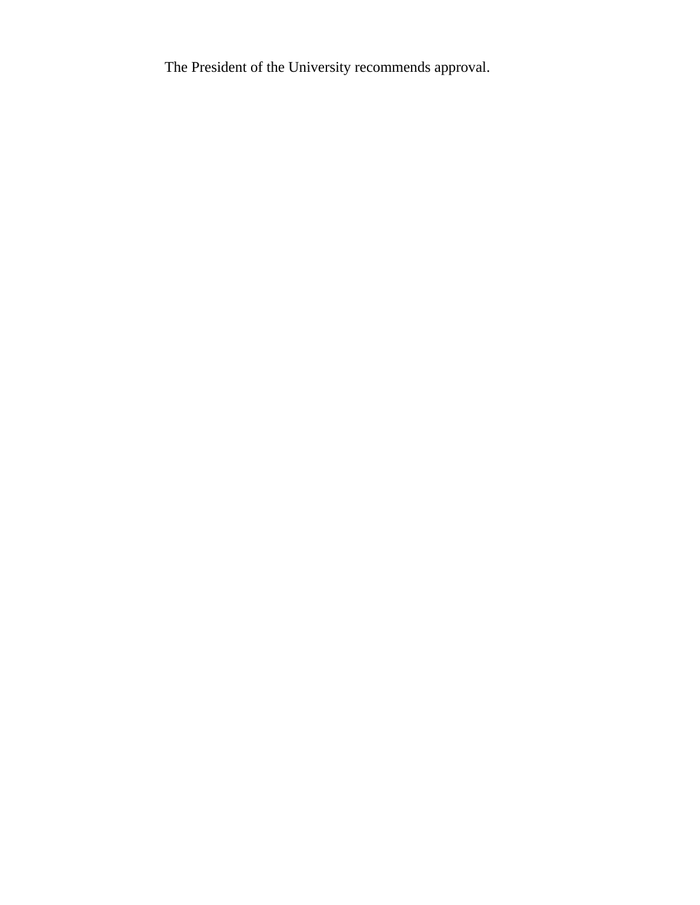The President of the University recommends approval.